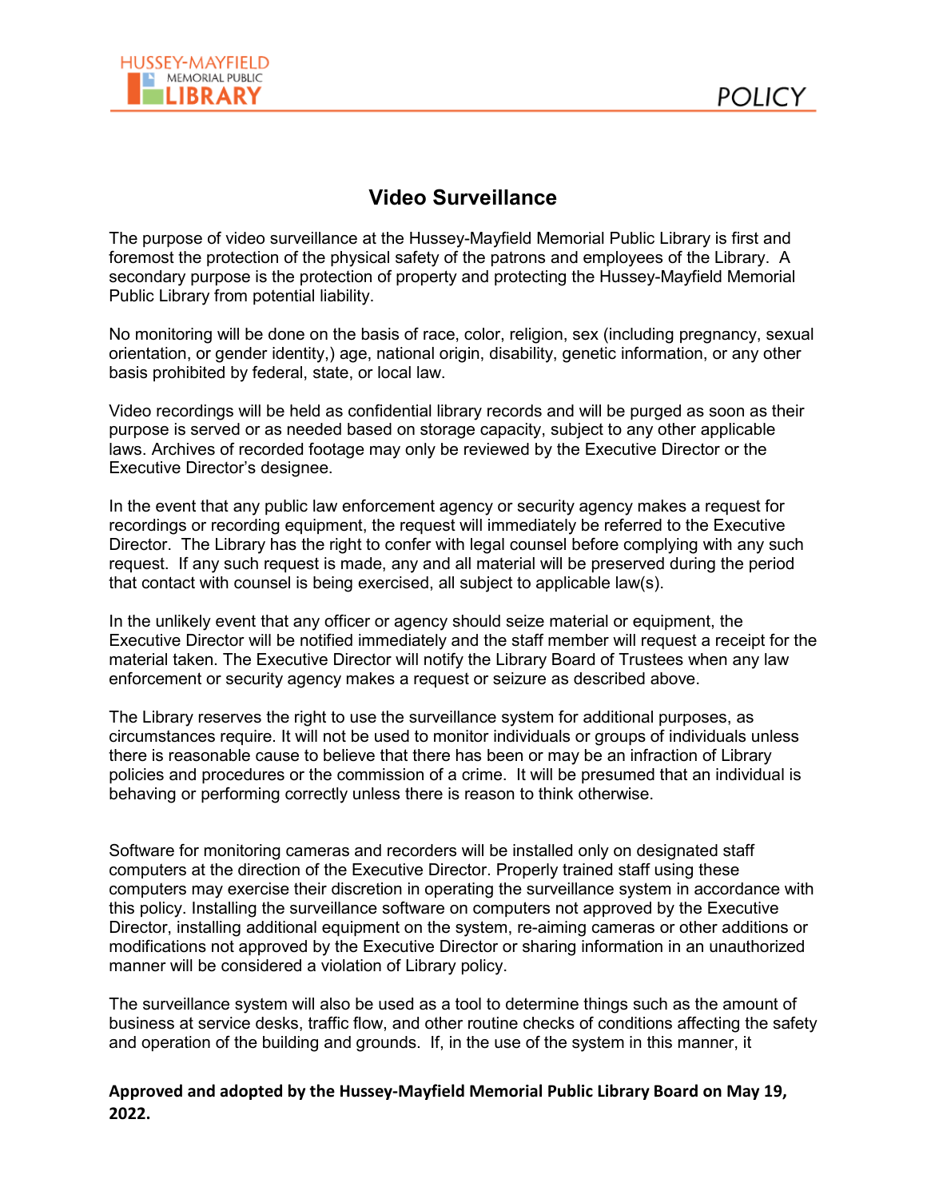# Video Surveillance

The purpose of video surveillance at the Hussey-Mayfield Memorial Public Library is first and foremost the protection of the physical safety of the patrons and employees of the Library. A secondary purpose is the protection of property and protecting the Hussey-Mayfield Memorial Public Library from potential liability.

No monitoring will be done on the basis of race, color, religion, sex (including pregnancy, sexual orientation, or gender identity,) age, national origin, disability, genetic information, or any other basis prohibited by federal, state, or local law.

Video recordings will be held as confidential library records and will be purged as soon as their purpose is served or as needed based on storage capacity, subject to any other applicable laws. Archives of recorded footage may only be reviewed by the Executive Director or the Executive Director's designee.

In the event that any public law enforcement agency or security agency makes a request for recordings or recording equipment, the request will immediately be referred to the Executive Director. The Library has the right to confer with legal counsel before complying with any such request. If any such request is made, any and all material will be preserved during the period that contact with counsel is being exercised, all subject to applicable law(s).

In the unlikely event that any officer or agency should seize material or equipment, the Executive Director will be notified immediately and the staff member will request a receipt for the material taken. The Executive Director will notify the Library Board of Trustees when any law enforcement or security agency makes a request or seizure as described above.

The Library reserves the right to use the surveillance system for additional purposes, as circumstances require. It will not be used to monitor individuals or groups of individuals unless there is reasonable cause to believe that there has been or may be an infraction of Library policies and procedures or the commission of a crime. It will be presumed that an individual is behaving or performing correctly unless there is reason to think otherwise.

Software for monitoring cameras and recorders will be installed only on designated staff computers at the direction of the Executive Director. Properly trained staff using these computers may exercise their discretion in operating the surveillance system in accordance with this policy. Installing the surveillance software on computers not approved by the Executive Director, installing additional equipment on the system, re-aiming cameras or other additions or modifications not approved by the Executive Director or sharing information in an unauthorized manner will be considered a violation of Library policy.

The surveillance system will also be used as a tool to determine things such as the amount of business at service desks, traffic flow, and other routine checks of conditions affecting the safety and operation of the building and grounds. If, in the use of the system in this manner, it

**Approved and adopted by the Hussey-Mayfield Memorial Public Library Board on May 19, 2022.**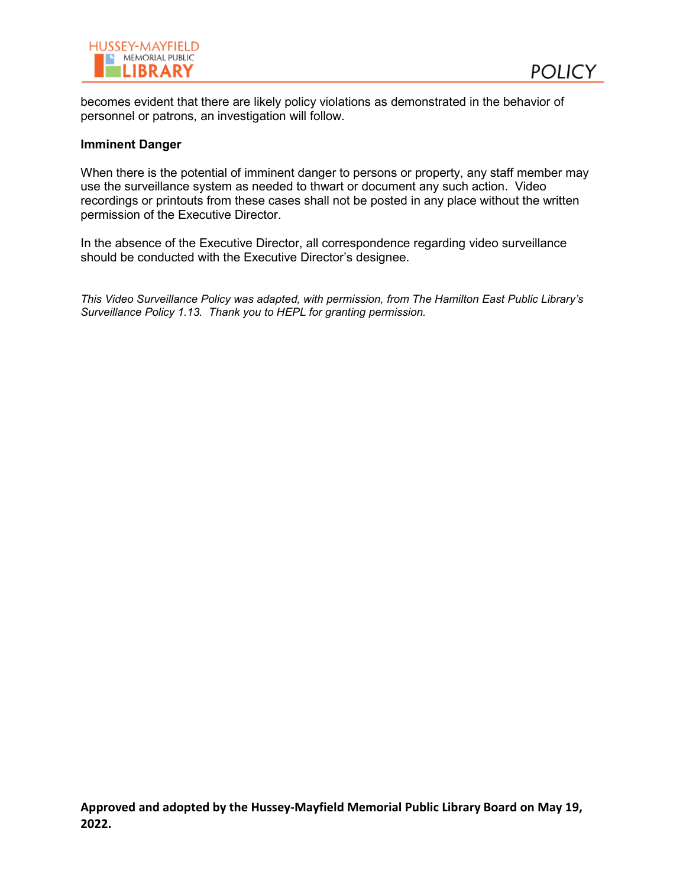becomes evident that there are likely policy violations as demonstrated in the behavior of personnel or patrons, an investigation will follow.

**Imminent Danger**

When there is the potential of imminent danger to persons or property, any staff member may use the surveillance system as needed to thwart or document any such action. Video recordings or printouts from these cases shall not be posted in any place without the written permission of the Executive Director.

In the absence of the Executive Director, all correspondence regarding video surveillance should be conducted with the Executive Director's designee.

*This Video Surveillance Policy was adapted, with permission, from The Hamilton East Public Library's Surveillance Policy 1.13. Thank you to HEPL for granting permission.*

**Approved and adopted by the Hussey-Mayfield Memorial Public Library Board on May 19, 2022.**